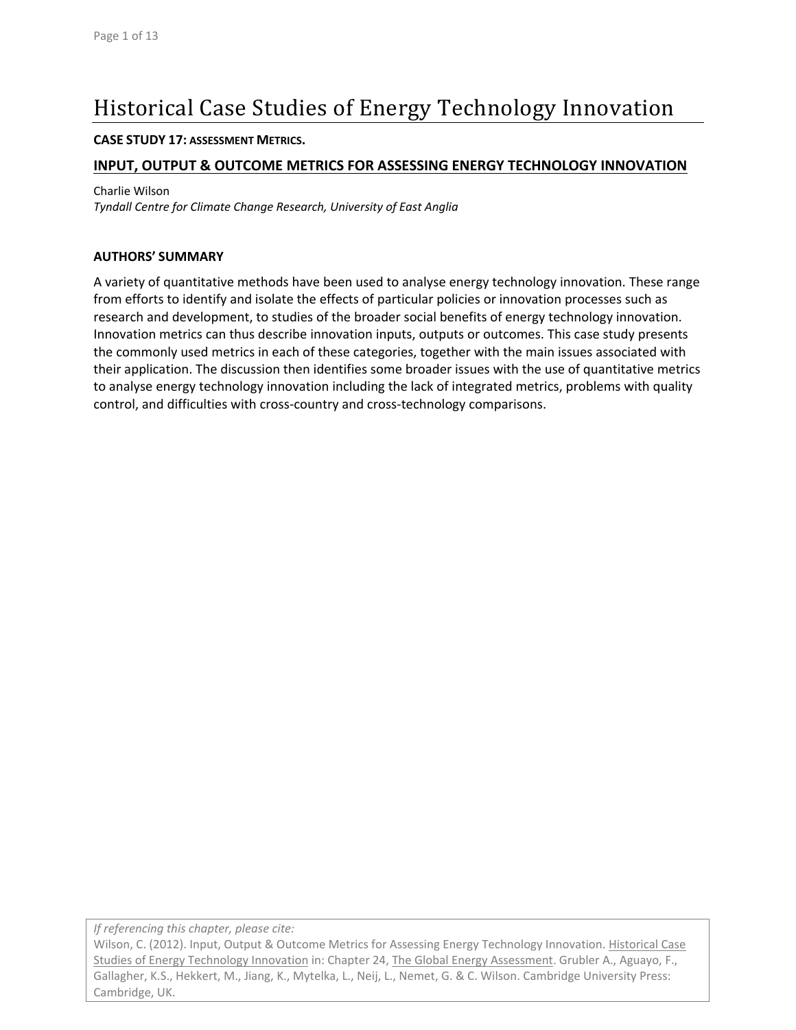# Historical Case Studies of Energy Technology Innovation

**CASE STUDY 17: ASSESSMENT METRICS.**

## INPUT, OUTPUT & OUTCOME METRICS FOR ASSESSING ENERGY TECHNOLOGY INNOVATION

Charlie Wilson

*Tyndall Centre for Climate Change Research, University of East Anglia*

### AUTHORS' SUMMARY

A variety of quantitative methods have been used to analyse energy technology innovation. These range from efforts to identify and isolate the effects of particular policies or innovation processes such as research and development, to studies of the broader social benefits of energy technology innovation. Innovation metrics can thus describe innovation inputs, outputs or outcomes. This case study presents the commonly used metrics in each of these categories, together with the main issues associated with their application. The discussion then identifies some broader issues with the use of quantitative metrics to analyse energy technology innovation including the lack of integrated metrics, problems with quality control, and difficulties with cross-country and cross-technology comparisons.

*If referencing this chapter, please cite:*
Wilson, C. (2012). Input, Output & Outcome Metrics for Assessing Energy Technology Innovation. Historical Case Studies of Energy Technology Innovation in: Chapter 24, The Global Energy Assessment. Grubler A., Aguayo, F., Gallagher, K.S., Hekkert, M., Jiang, K., Mytelka, L., Neij, L., Nemet, G. & C. Wilson. Cambridge University Press: Cambridge, UK.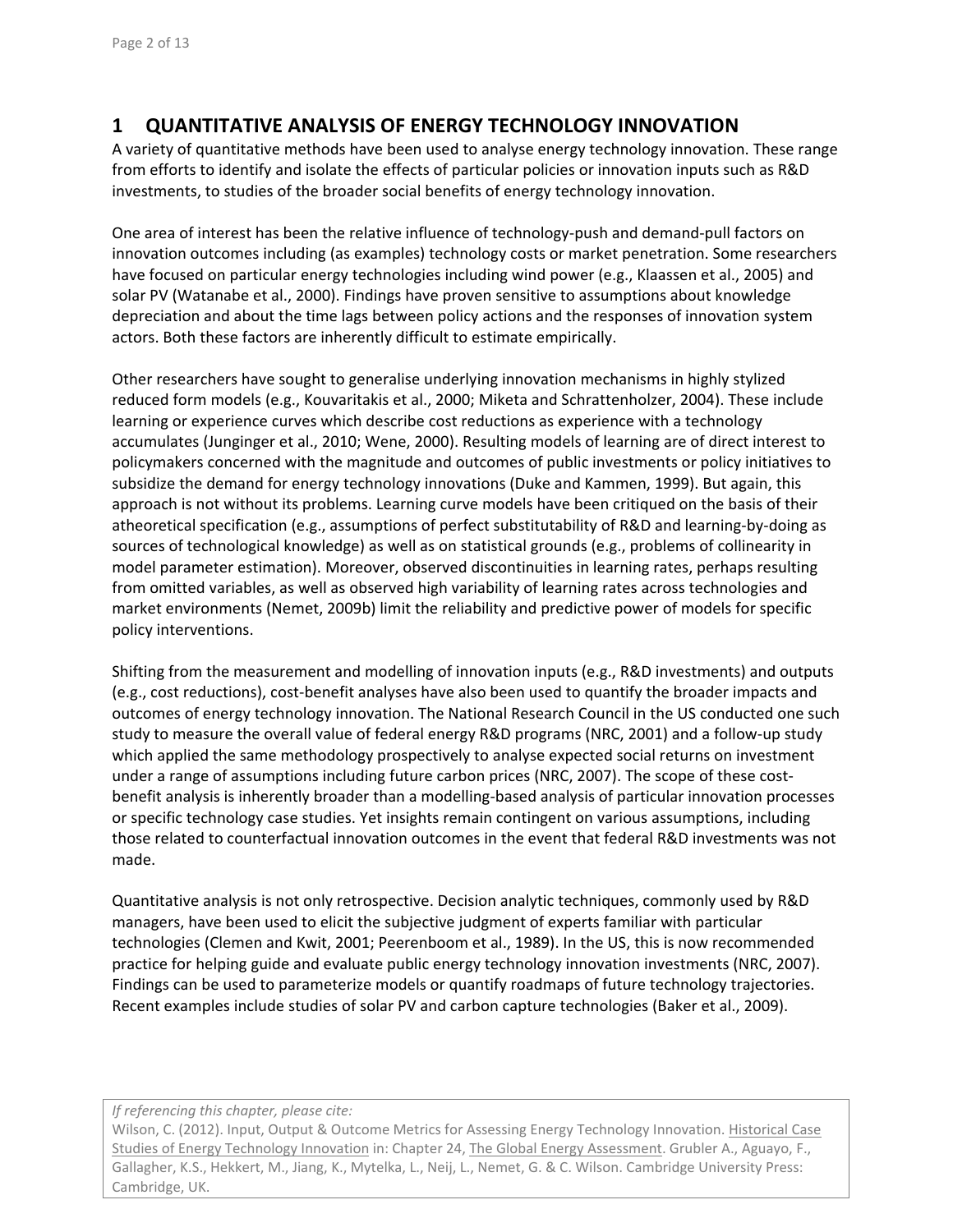# 1 QUANTITATIVE ANALYSIS OF ENERGY TECHNOLOGY INNOVATION

A variety of quantitative methods have been used to analyse energy technology innovation. These range from efforts to identify and isolate the effects of particular policies or innovation inputs such as R&D investments, to studies of the broader social benefits of energy technology innovation.

One area of interest has been the relative influence of technology-push and demand-pull factors on innovation outcomes including (as examples) technology costs or market penetration. Some researchers have focused on particular energy technologies including wind power (e.g., Klaassen et al., 2005) and solar PV (Watanabe et al., 2000). Findings have proven sensitive to assumptions about knowledge depreciation and about the time lags between policy actions and the responses of innovation system actors. Both these factors are inherently difficult to estimate empirically.

Other researchers have sought to generalise underlying innovation mechanisms in highly stylized reduced form models (e.g., Kouvaritakis et al., 2000; Miketa and Schrattenholzer, 2004). These include learning or experience curves which describe cost reductions as experience with a technology accumulates (Junginger et al., 2010; Wene, 2000). Resulting models of learning are of direct interest to policymakers concerned with the magnitude and outcomes of public investments or policy initiatives to subsidize the demand for energy technology innovations (Duke and Kammen, 1999). But again, this approach is not without its problems. Learning curve models have been critiqued on the basis of their atheoretical specification (e.g., assumptions of perfect substitutability of R&D and learning-by-doing as sources of technological knowledge) as well as on statistical grounds (e.g., problems of collinearity in model parameter estimation). Moreover, observed discontinuities in learning rates, perhaps resulting from omitted variables, as well as observed high variability of learning rates across technologies and market environments (Nemet, 2009b) limit the reliability and predictive power of models for specific policy interventions.

Shifting from the measurement and modelling of innovation inputs (e.g., R&D investments) and outputs (e.g., cost reductions), cost-benefit analyses have also been used to quantify the broader impacts and outcomes of energy technology innovation. The National Research Council in the US conducted one such study to measure the overall value of federal energy R&D programs (NRC, 2001) and a follow-up study which applied the same methodology prospectively to analyse expected social returns on investment under a range of assumptions including future carbon prices (NRC, 2007). The scope of these cost-benefit analysis is inherently broader than a modelling-based analysis of particular innovation processes or specific technology case studies. Yet insights remain contingent on various assumptions, including those related to counterfactual innovation outcomes in the event that federal R&D investments was not made.

Quantitative analysis is not only retrospective. Decision analytic techniques, commonly used by R&D managers, have been used to elicit the subjective judgment of experts familiar with particular technologies (Clemen and Kwit, 2001; Peerenboom et al., 1989). In the US, this is now recommended practice for helping guide and evaluate public energy technology innovation investments (NRC, 2007). Findings can be used to parameterize models or quantify roadmaps of future technology trajectories. Recent examples include studies of solar PV and carbon capture technologies (Baker et al., 2009).

*If referencing this chapter, please cite:*
Wilson, C. (2012). Input, Output & Outcome Metrics for Assessing Energy Technology Innovation. Historical Case Studies of Energy Technology Innovation in: Chapter 24, The Global Energy Assessment. Grubler A., Aguayo, F., Gallagher, K.S., Hekkert, M., Jiang, K., Mytelka, L., Neij, L., Nemet, G. & C. Wilson. Cambridge University Press: Cambridge, UK.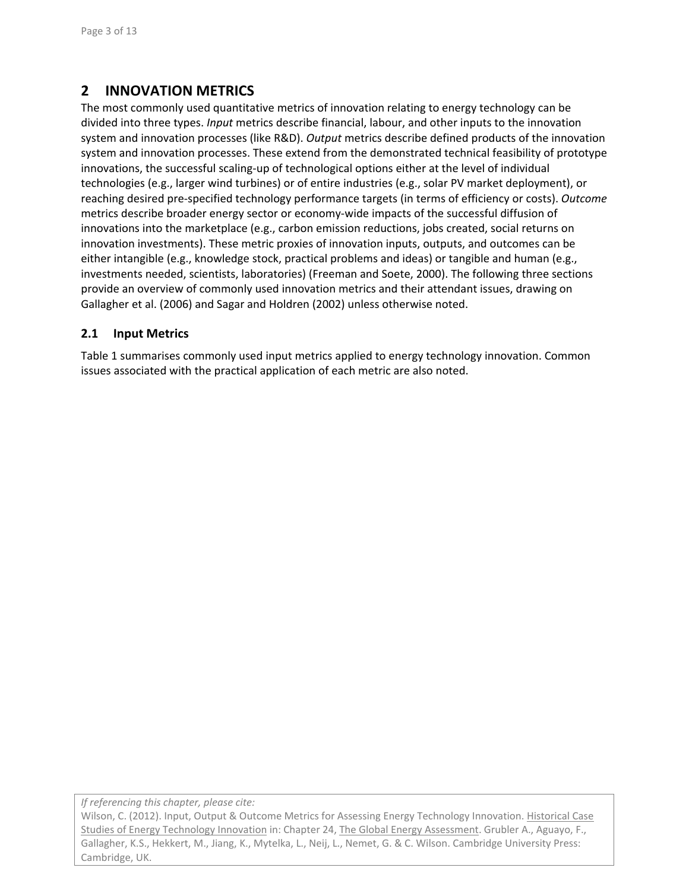## 2 INNOVATION METRICS

The most commonly used quantitative metrics of innovation relating to energy technology can be divided into three types. *Input* metrics describe financial, labour, and other inputs to the innovation system and innovation processes (like R&D). *Output* metrics describe defined products of the innovation system and innovation processes. These extend from the demonstrated technical feasibility of prototype innovations, the successful scaling-up of technological options either at the level of individual technologies (e.g., larger wind turbines) or of entire industries (e.g., solar PV market deployment), or reaching desired pre-specified technology performance targets (in terms of efficiency or costs). *Outcome* metrics describe broader energy sector or economy-wide impacts of the successful diffusion of innovations into the marketplace (e.g., carbon emission reductions, jobs created, social returns on innovation investments). These metric proxies of innovation inputs, outputs, and outcomes can be either intangible (e.g., knowledge stock, practical problems and ideas) or tangible and human (e.g., investments needed, scientists, laboratories) (Freeman and Soete, 2000). The following three sections provide an overview of commonly used innovation metrics and their attendant issues, drawing on Gallagher et al. (2006) and Sagar and Holdren (2002) unless otherwise noted.

### 2.1 Input Metrics

Table 1 summarises commonly used input metrics applied to energy technology innovation. Common issues associated with the practical application of each metric are also noted.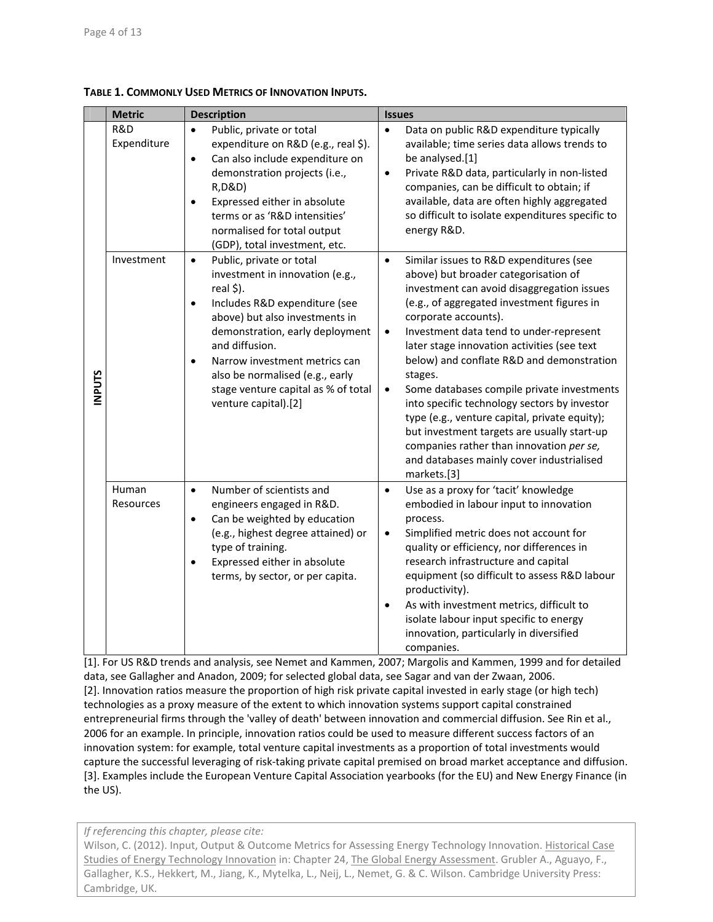**TABLE 1. COMMONLY USED METRICS OF INNOVATION INPUTS.**

| | Metric | Description | Issues |
|---|---|---|---|
| INPUTS | R&D Expenditure | • Public, private or total expenditure on R&D (e.g., real $).<br>• Can also include expenditure on demonstration projects (i.e., R,D&D)<br>• Expressed either in absolute terms or as 'R&D intensities' normalised for total output (GDP), total investment, etc. | • Data on public R&D expenditure typically available; time series data allows trends to be analysed.[1]<br>• Private R&D data, particularly in non-listed companies, can be difficult to obtain; if available, data are often highly aggregated so difficult to isolate expenditures specific to energy R&D. |
| | Investment | • Public, private or total investment in innovation (e.g., real $).<br>• Includes R&D expenditure (see above) but also investments in demonstration, early deployment and diffusion.<br>• Narrow investment metrics can also be normalised (e.g., early stage venture capital as % of total venture capital).[2] | • Similar issues to R&D expenditures (see above) but broader categorisation of investment can avoid disaggregation issues (e.g., of aggregated investment figures in corporate accounts).<br>• Investment data tend to under-represent later stage innovation activities (see text below) and conflate R&D and demonstration stages.<br>• Some databases compile private investments into specific technology sectors by investor type (e.g., venture capital, private equity); but investment targets are usually start-up companies rather than innovation *per se,* and databases mainly cover industrialised markets.[3] |
| | Human Resources | • Number of scientists and engineers engaged in R&D.<br>• Can be weighted by education (e.g., highest degree attained) or type of training.<br>• Expressed either in absolute terms, by sector, or per capita. | • Use as a proxy for 'tacit' knowledge embodied in labour input to innovation process.<br>• Simplified metric does not account for quality or efficiency, nor differences in research infrastructure and capital equipment (so difficult to assess R&D labour productivity).<br>• As with investment metrics, difficult to isolate labour input specific to energy innovation, particularly in diversified companies. |

[1]. For US R&D trends and analysis, see Nemet and Kammen, 2007; Margolis and Kammen, 1999 and for detailed data, see Gallagher and Anadon, 2009; for selected global data, see Sagar and van der Zwaan, 2006.
[2]. Innovation ratios measure the proportion of high risk private capital invested in early stage (or high tech) technologies as a proxy measure of the extent to which innovation systems support capital constrained entrepreneurial firms through the 'valley of death' between innovation and commercial diffusion. See Rin et al., 2006 for an example. In principle, innovation ratios could be used to measure different success factors of an innovation system: for example, total venture capital investments as a proportion of total investments would capture the successful leveraging of risk-taking private capital premised on broad market acceptance and diffusion.
[3]. Examples include the European Venture Capital Association yearbooks (for the EU) and New Energy Finance (in the US).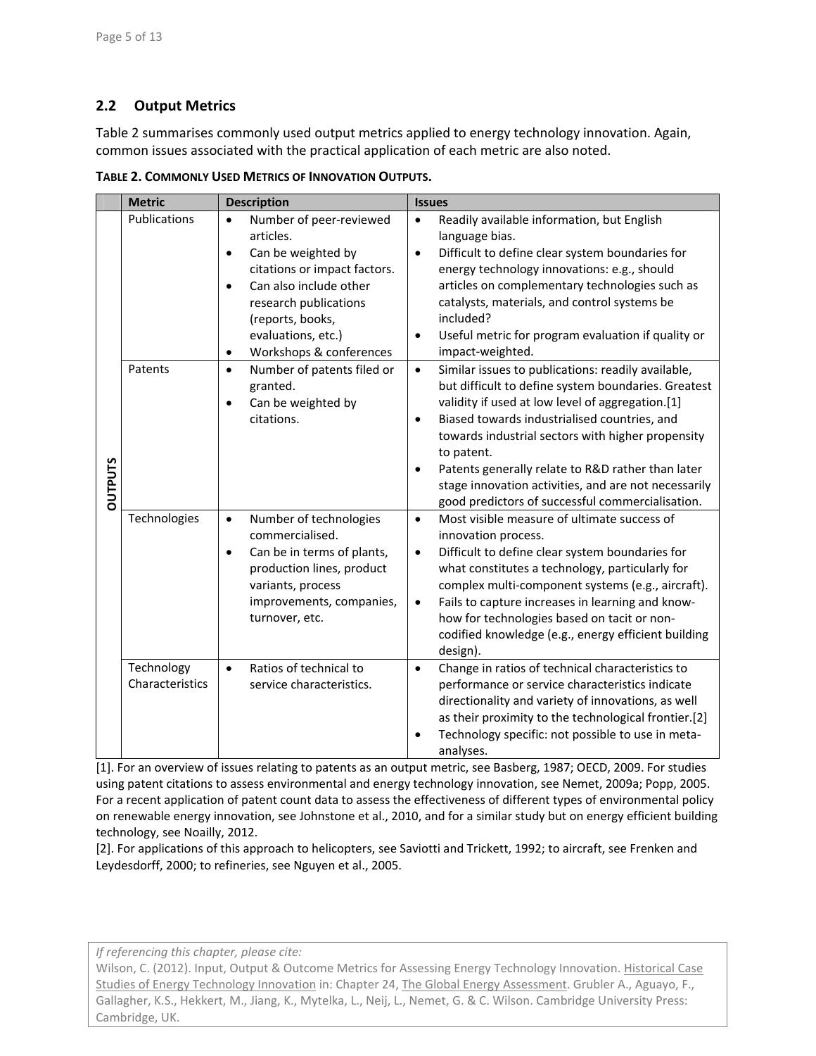## 2.2 Output Metrics

Table 2 summarises commonly used output metrics applied to energy technology innovation. Again, common issues associated with the practical application of each metric are also noted.

**TABLE 2. COMMONLY USED METRICS OF INNOVATION OUTPUTS.**

| | Metric | Description | Issues |
|---|---|---|---|
| OUTPUTS | Publications | • Number of peer-reviewed articles.<br>• Can be weighted by citations or impact factors.<br>• Can also include other research publications (reports, books, evaluations, etc.)<br>• Workshops & conferences | • Readily available information, but English language bias.<br>• Difficult to define clear system boundaries for energy technology innovations: e.g., should articles on complementary technologies such as catalysts, materials, and control systems be included?<br>• Useful metric for program evaluation if quality or impact-weighted. |
| | Patents | • Number of patents filed or granted.<br>• Can be weighted by citations. | • Similar issues to publications: readily available, but difficult to define system boundaries. Greatest validity if used at low level of aggregation.[1]<br>• Biased towards industrialised countries, and towards industrial sectors with higher propensity to patent.<br>• Patents generally relate to R&D rather than later stage innovation activities, and are not necessarily good predictors of successful commercialisation. |
| | Technologies | • Number of technologies commercialised.<br>• Can be in terms of plants, production lines, product variants, process improvements, companies, turnover, etc. | • Most visible measure of ultimate success of innovation process.<br>• Difficult to define clear system boundaries for what constitutes a technology, particularly for complex multi-component systems (e.g., aircraft).<br>• Fails to capture increases in learning and know-how for technologies based on tacit or non-codified knowledge (e.g., energy efficient building design). |
| | Technology Characteristics | • Ratios of technical to service characteristics. | • Change in ratios of technical characteristics to performance or service characteristics indicate directionality and variety of innovations, as well as their proximity to the technological frontier.[2]<br>• Technology specific: not possible to use in meta-analyses. |

[1]. For an overview of issues relating to patents as an output metric, see Basberg, 1987; OECD, 2009. For studies using patent citations to assess environmental and energy technology innovation, see Nemet, 2009a; Popp, 2005. For a recent application of patent count data to assess the effectiveness of different types of environmental policy on renewable energy innovation, see Johnstone et al., 2010, and for a similar study but on energy efficient building technology, see Noailly, 2012.

[2]. For applications of this approach to helicopters, see Saviotti and Trickett, 1992; to aircraft, see Frenken and Leydesdorff, 2000; to refineries, see Nguyen et al., 2005.

*If referencing this chapter, please cite:*
Wilson, C. (2012). Input, Output & Outcome Metrics for Assessing Energy Technology Innovation. Historical Case Studies of Energy Technology Innovation in: Chapter 24, The Global Energy Assessment. Grubler A., Aguayo, F., Gallagher, K.S., Hekkert, M., Jiang, K., Mytelka, L., Neij, L., Nemet, G. & C. Wilson. Cambridge University Press: Cambridge, UK.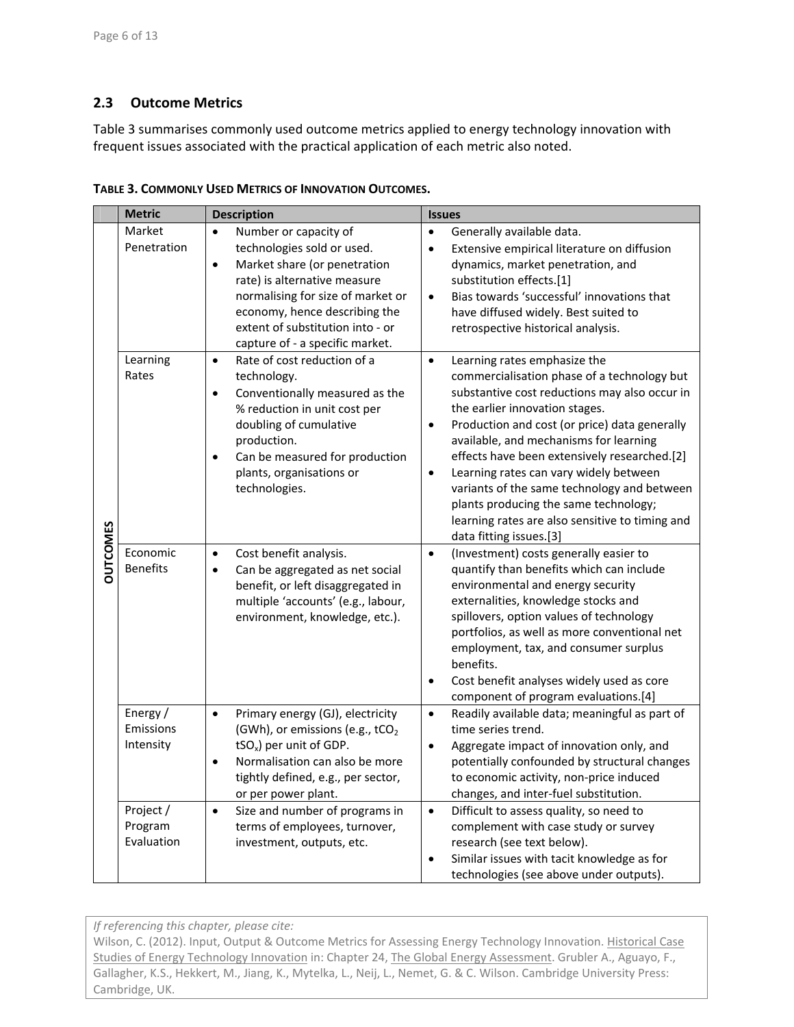## 2.3 Outcome Metrics

Table 3 summarises commonly used outcome metrics applied to energy technology innovation with frequent issues associated with the practical application of each metric also noted.

**TABLE 3. COMMONLY USED METRICS OF INNOVATION OUTCOMES.**

| | Metric | Description | Issues |
|---|---|---|---|
| OUTCOMES | Market Penetration | • Number or capacity of technologies sold or used.<br>• Market share (or penetration rate) is alternative measure normalising for size of market or economy, hence describing the extent of substitution into - or capture of - a specific market. | • Generally available data.<br>• Extensive empirical literature on diffusion dynamics, market penetration, and substitution effects.[1]<br>• Bias towards 'successful' innovations that have diffused widely. Best suited to retrospective historical analysis. |
| | Learning Rates | • Rate of cost reduction of a technology.<br>• Conventionally measured as the % reduction in unit cost per doubling of cumulative production.<br>• Can be measured for production plants, organisations or technologies. | • Learning rates emphasize the commercialisation phase of a technology but substantive cost reductions may also occur in the earlier innovation stages.<br>• Production and cost (or price) data generally available, and mechanisms for learning effects have been extensively researched.[2]<br>• Learning rates can vary widely between variants of the same technology and between plants producing the same technology; learning rates are also sensitive to timing and data fitting issues.[3] |
| | Economic Benefits | • Cost benefit analysis.<br>• Can be aggregated as net social benefit, or left disaggregated in multiple 'accounts' (e.g., labour, environment, knowledge, etc.). | • (Investment) costs generally easier to quantify than benefits which can include environmental and energy security externalities, knowledge stocks and spillovers, option values of technology portfolios, as well as more conventional net employment, tax, and consumer surplus benefits.<br>• Cost benefit analyses widely used as core component of program evaluations.[4] |
| | Energy / Emissions Intensity | • Primary energy (GJ), electricity (GWh), or emissions (e.g., $tCO_2$ $tSO_x$) per unit of GDP.<br>• Normalisation can also be more tightly defined, e.g., per sector, or per power plant. | • Readily available data; meaningful as part of time series trend.<br>• Aggregate impact of innovation only, and potentially confounded by structural changes to economic activity, non-price induced changes, and inter-fuel substitution. |
| | Project / Program Evaluation | • Size and number of programs in terms of employees, turnover, investment, outputs, etc. | • Difficult to assess quality, so need to complement with case study or survey research (see text below).<br>• Similar issues with tacit knowledge as for technologies (see above under outputs). |

*If referencing this chapter, please cite:*
Wilson, C. (2012). Input, Output & Outcome Metrics for Assessing Energy Technology Innovation. Historical Case Studies of Energy Technology Innovation in: Chapter 24, The Global Energy Assessment. Grubler A., Aguayo, F., Gallagher, K.S., Hekkert, M., Jiang, K., Mytelka, L., Neij, L., Nemet, G. & C. Wilson. Cambridge University Press: Cambridge, UK.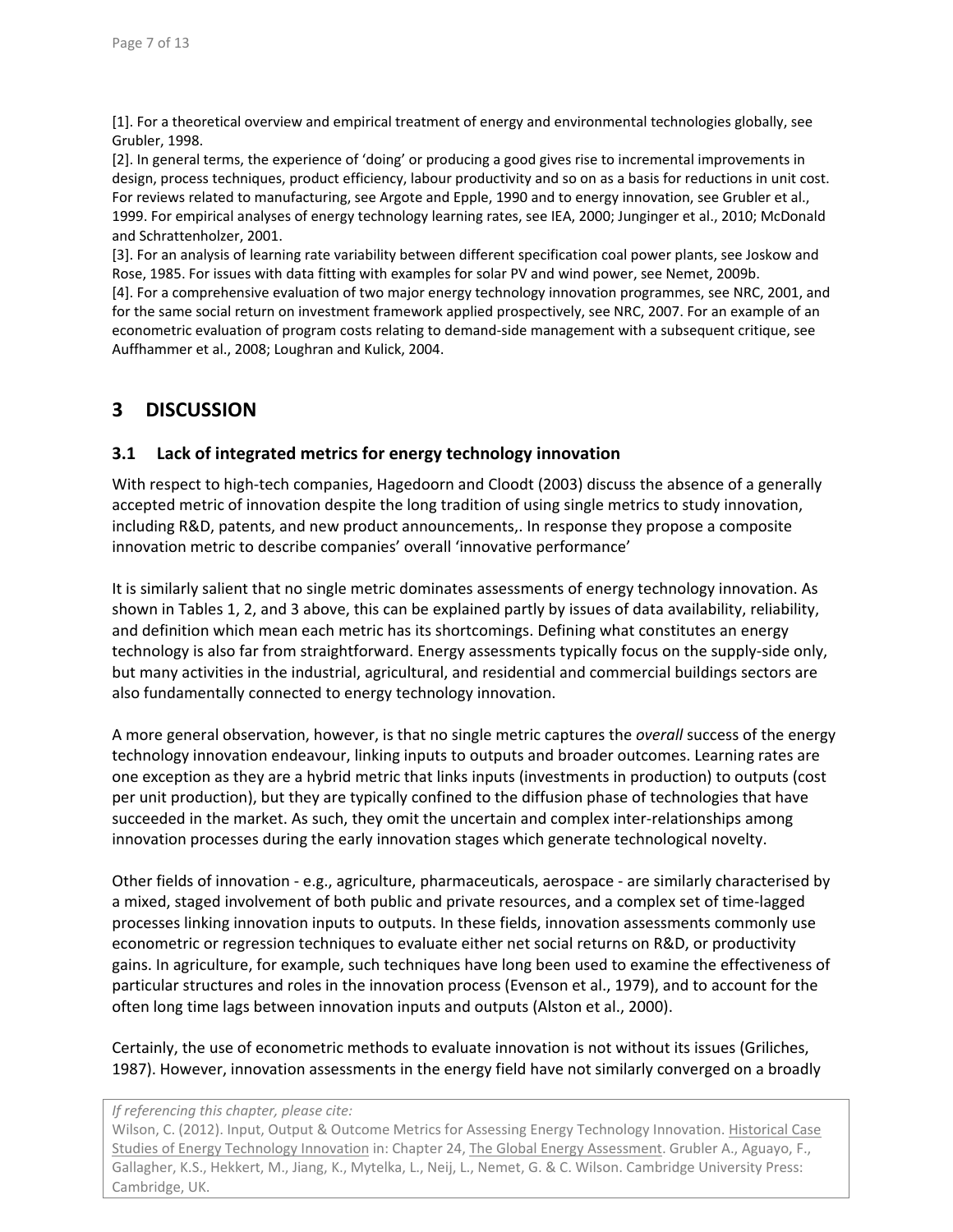[1]. For a theoretical overview and empirical treatment of energy and environmental technologies globally, see Grubler, 1998.
[2]. In general terms, the experience of 'doing' or producing a good gives rise to incremental improvements in design, process techniques, product efficiency, labour productivity and so on as a basis for reductions in unit cost. For reviews related to manufacturing, see Argote and Epple, 1990 and to energy innovation, see Grubler et al., 1999. For empirical analyses of energy technology learning rates, see IEA, 2000; Junginger et al., 2010; McDonald and Schrattenholzer, 2001.
[3]. For an analysis of learning rate variability between different specification coal power plants, see Joskow and Rose, 1985. For issues with data fitting with examples for solar PV and wind power, see Nemet, 2009b.
[4]. For a comprehensive evaluation of two major energy technology innovation programmes, see NRC, 2001, and for the same social return on investment framework applied prospectively, see NRC, 2007. For an example of an econometric evaluation of program costs relating to demand-side management with a subsequent critique, see Auffhammer et al., 2008; Loughran and Kulick, 2004.

# 3 DISCUSSION

## 3.1 Lack of integrated metrics for energy technology innovation

With respect to high-tech companies, Hagedoorn and Cloodt (2003) discuss the absence of a generally accepted metric of innovation despite the long tradition of using single metrics to study innovation, including R&D, patents, and new product announcements,. In response they propose a composite innovation metric to describe companies' overall 'innovative performance'

It is similarly salient that no single metric dominates assessments of energy technology innovation. As shown in Tables 1, 2, and 3 above, this can be explained partly by issues of data availability, reliability, and definition which mean each metric has its shortcomings. Defining what constitutes an energy technology is also far from straightforward. Energy assessments typically focus on the supply-side only, but many activities in the industrial, agricultural, and residential and commercial buildings sectors are also fundamentally connected to energy technology innovation.

A more general observation, however, is that no single metric captures the *overall* success of the energy technology innovation endeavour, linking inputs to outputs and broader outcomes. Learning rates are one exception as they are a hybrid metric that links inputs (investments in production) to outputs (cost per unit production), but they are typically confined to the diffusion phase of technologies that have succeeded in the market. As such, they omit the uncertain and complex inter-relationships among innovation processes during the early innovation stages which generate technological novelty.

Other fields of innovation - e.g., agriculture, pharmaceuticals, aerospace - are similarly characterised by a mixed, staged involvement of both public and private resources, and a complex set of time-lagged processes linking innovation inputs to outputs. In these fields, innovation assessments commonly use econometric or regression techniques to evaluate either net social returns on R&D, or productivity gains. In agriculture, for example, such techniques have long been used to examine the effectiveness of particular structures and roles in the innovation process (Evenson et al., 1979), and to account for the often long time lags between innovation inputs and outputs (Alston et al., 2000).

Certainly, the use of econometric methods to evaluate innovation is not without its issues (Griliches, 1987). However, innovation assessments in the energy field have not similarly converged on a broadly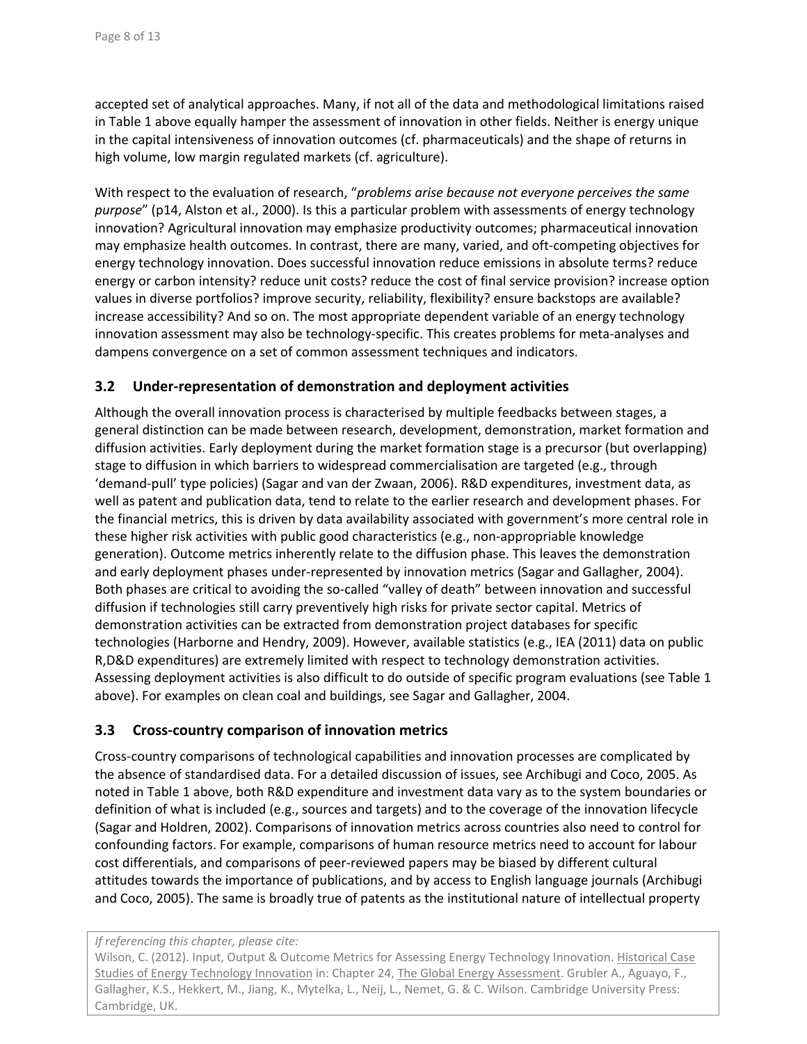accepted set of analytical approaches. Many, if not all of the data and methodological limitations raised in Table 1 above equally hamper the assessment of innovation in other fields. Neither is energy unique in the capital intensiveness of innovation outcomes (cf. pharmaceuticals) and the shape of returns in high volume, low margin regulated markets (cf. agriculture).

With respect to the evaluation of research, "*problems arise because not everyone perceives the same purpose*" (p14, Alston et al., 2000). Is this a particular problem with assessments of energy technology innovation? Agricultural innovation may emphasize productivity outcomes; pharmaceutical innovation may emphasize health outcomes. In contrast, there are many, varied, and oft-competing objectives for energy technology innovation. Does successful innovation reduce emissions in absolute terms? reduce energy or carbon intensity? reduce unit costs? reduce the cost of final service provision? increase option values in diverse portfolios? improve security, reliability, flexibility? ensure backstops are available? increase accessibility? And so on. The most appropriate dependent variable of an energy technology innovation assessment may also be technology-specific. This creates problems for meta-analyses and dampens convergence on a set of common assessment techniques and indicators.

### 3.2 Under-representation of demonstration and deployment activities

Although the overall innovation process is characterised by multiple feedbacks between stages, a general distinction can be made between research, development, demonstration, market formation and diffusion activities. Early deployment during the market formation stage is a precursor (but overlapping) stage to diffusion in which barriers to widespread commercialisation are targeted (e.g., through 'demand-pull' type policies) (Sagar and van der Zwaan, 2006). R&D expenditures, investment data, as well as patent and publication data, tend to relate to the earlier research and development phases. For the financial metrics, this is driven by data availability associated with government's more central role in these higher risk activities with public good characteristics (e.g., non-appropriable knowledge generation). Outcome metrics inherently relate to the diffusion phase. This leaves the demonstration and early deployment phases under-represented by innovation metrics (Sagar and Gallagher, 2004). Both phases are critical to avoiding the so-called "valley of death" between innovation and successful diffusion if technologies still carry preventively high risks for private sector capital. Metrics of demonstration activities can be extracted from demonstration project databases for specific technologies (Harborne and Hendry, 2009). However, available statistics (e.g., IEA (2011) data on public R,D&D expenditures) are extremely limited with respect to technology demonstration activities. Assessing deployment activities is also difficult to do outside of specific program evaluations (see Table 1 above). For examples on clean coal and buildings, see Sagar and Gallagher, 2004.

### 3.3 Cross-country comparison of innovation metrics

Cross-country comparisons of technological capabilities and innovation processes are complicated by the absence of standardised data. For a detailed discussion of issues, see Archibugi and Coco, 2005. As noted in Table 1 above, both R&D expenditure and investment data vary as to the system boundaries or definition of what is included (e.g., sources and targets) and to the coverage of the innovation lifecycle (Sagar and Holdren, 2002). Comparisons of innovation metrics across countries also need to control for confounding factors. For example, comparisons of human resource metrics need to account for labour cost differentials, and comparisons of peer-reviewed papers may be biased by different cultural attitudes towards the importance of publications, and by access to English language journals (Archibugi and Coco, 2005). The same is broadly true of patents as the institutional nature of intellectual property

*If referencing this chapter, please cite:*
Wilson, C. (2012). Input, Output & Outcome Metrics for Assessing Energy Technology Innovation. Historical Case Studies of Energy Technology Innovation in: Chapter 24, The Global Energy Assessment. Grubler A., Aguayo, F., Gallagher, K.S., Hekkert, M., Jiang, K., Mytelka, L., Neij, L., Nemet, G. & C. Wilson. Cambridge University Press: Cambridge, UK.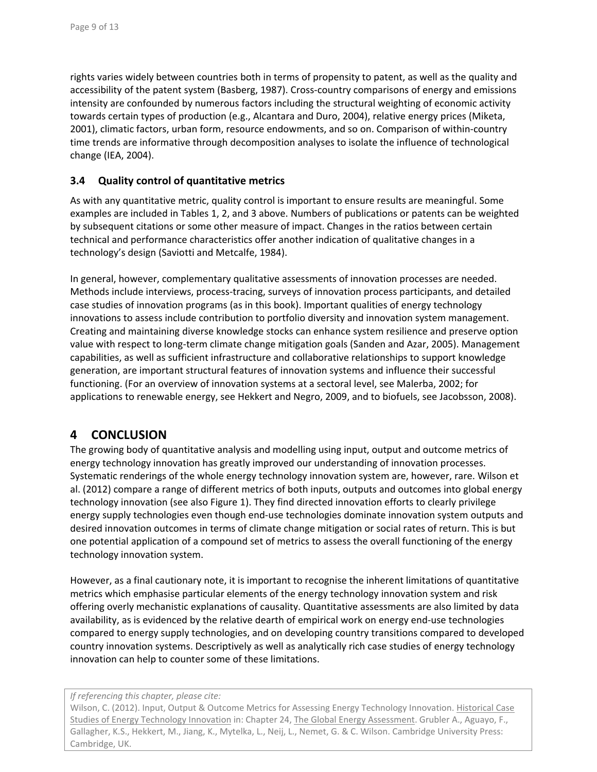rights varies widely between countries both in terms of propensity to patent, as well as the quality and accessibility of the patent system (Basberg, 1987). Cross-country comparisons of energy and emissions intensity are confounded by numerous factors including the structural weighting of economic activity towards certain types of production (e.g., Alcantara and Duro, 2004), relative energy prices (Miketa, 2001), climatic factors, urban form, resource endowments, and so on. Comparison of within-country time trends are informative through decomposition analyses to isolate the influence of technological change (IEA, 2004).

### 3.4 Quality control of quantitative metrics

As with any quantitative metric, quality control is important to ensure results are meaningful. Some examples are included in Tables 1, 2, and 3 above. Numbers of publications or patents can be weighted by subsequent citations or some other measure of impact. Changes in the ratios between certain technical and performance characteristics offer another indication of qualitative changes in a technology's design (Saviotti and Metcalfe, 1984).

In general, however, complementary qualitative assessments of innovation processes are needed. Methods include interviews, process-tracing, surveys of innovation process participants, and detailed case studies of innovation programs (as in this book). Important qualities of energy technology innovations to assess include contribution to portfolio diversity and innovation system management. Creating and maintaining diverse knowledge stocks can enhance system resilience and preserve option value with respect to long-term climate change mitigation goals (Sanden and Azar, 2005). Management capabilities, as well as sufficient infrastructure and collaborative relationships to support knowledge generation, are important structural features of innovation systems and influence their successful functioning. (For an overview of innovation systems at a sectoral level, see Malerba, 2002; for applications to renewable energy, see Hekkert and Negro, 2009, and to biofuels, see Jacobsson, 2008).

## 4 CONCLUSION

The growing body of quantitative analysis and modelling using input, output and outcome metrics of energy technology innovation has greatly improved our understanding of innovation processes. Systematic renderings of the whole energy technology innovation system are, however, rare. Wilson et al. (2012) compare a range of different metrics of both inputs, outputs and outcomes into global energy technology innovation (see also Figure 1). They find directed innovation efforts to clearly privilege energy supply technologies even though end-use technologies dominate innovation system outputs and desired innovation outcomes in terms of climate change mitigation or social rates of return. This is but one potential application of a compound set of metrics to assess the overall functioning of the energy technology innovation system.

However, as a final cautionary note, it is important to recognise the inherent limitations of quantitative metrics which emphasise particular elements of the energy technology innovation system and risk offering overly mechanistic explanations of causality. Quantitative assessments are also limited by data availability, as is evidenced by the relative dearth of empirical work on energy end-use technologies compared to energy supply technologies, and on developing country transitions compared to developed country innovation systems. Descriptively as well as analytically rich case studies of energy technology innovation can help to counter some of these limitations.

*If referencing this chapter, please cite:*
Wilson, C. (2012). Input, Output & Outcome Metrics for Assessing Energy Technology Innovation. Historical Case Studies of Energy Technology Innovation in: Chapter 24, The Global Energy Assessment. Grubler A., Aguayo, F., Gallagher, K.S., Hekkert, M., Jiang, K., Mytelka, L., Neij, L., Nemet, G. & C. Wilson. Cambridge University Press: Cambridge, UK.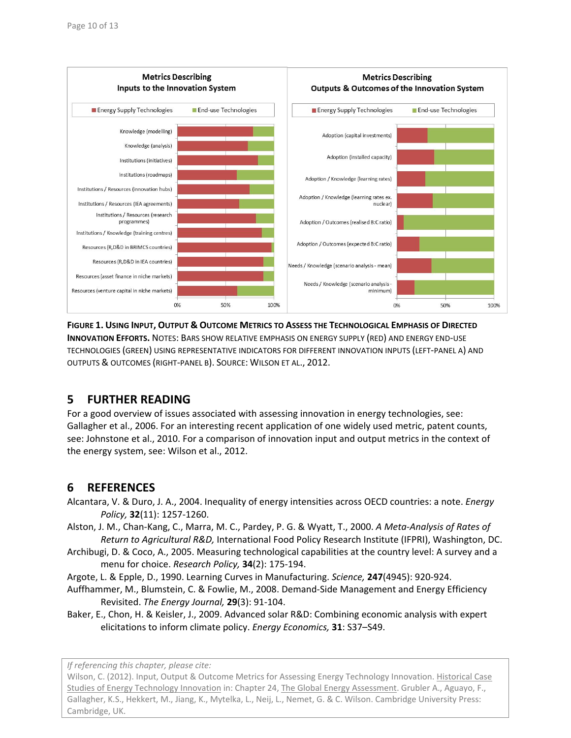FIGURE 1. USING INPUT, OUTPUT & OUTCOME METRICS TO ASSESS THE TECHNOLOGICAL EMPHASIS OF DIRECTED INNOVATION EFFORTS. NOTES: BARS SHOW RELATIVE EMPHASIS ON ENERGY SUPPLY (RED) AND ENERGY END-USE TECHNOLOGIES (GREEN) USING REPRESENTATIVE INDICATORS FOR DIFFERENT INNOVATION INPUTS (LEFT-PANEL A) AND OUTPUTS & OUTCOMES (RIGHT-PANEL B). SOURCE: WILSON ET AL., 2012.

## 5 FURTHER READING

For a good overview of issues associated with assessing innovation in energy technologies, see: Gallagher et al., 2006. For an interesting recent application of one widely used metric, patent counts, see: Johnstone et al., 2010. For a comparison of innovation input and output metrics in the context of the energy system, see: Wilson et al., 2012.

## 6 REFERENCES

Alcantara, V. & Duro, J. A., 2004. Inequality of energy intensities across OECD countries: a note. *Energy Policy,* **32**(11): 1257-1260.

Alston, J. M., Chan-Kang, C., Marra, M. C., Pardey, P. G. & Wyatt, T., 2000. *A Meta-Analysis of Rates of Return to Agricultural R&D,* International Food Policy Research Institute (IFPRI), Washington, DC.

Archibugi, D. & Coco, A., 2005. Measuring technological capabilities at the country level: A survey and a menu for choice. *Research Policy,* **34**(2): 175-194.

Argote, L. & Epple, D., 1990. Learning Curves in Manufacturing. *Science,* **247**(4945): 920-924.

Auffhammer, M., Blumstein, C. & Fowlie, M., 2008. Demand-Side Management and Energy Efficiency Revisited. *The Energy Journal,* **29**(3): 91-104.

Baker, E., Chon, H. & Keisler, J., 2009. Advanced solar R&D: Combining economic analysis with expert elicitations to inform climate policy. *Energy Economics,* **31**: S37–S49.

*If referencing this chapter, please cite:*
Wilson, C. (2012). Input, Output & Outcome Metrics for Assessing Energy Technology Innovation. Historical Case Studies of Energy Technology Innovation in: Chapter 24, The Global Energy Assessment. Grubler A., Aguayo, F., Gallagher, K.S., Hekkert, M., Jiang, K., Mytelka, L., Neij, L., Nemet, G. & C. Wilson. Cambridge University Press: Cambridge, UK.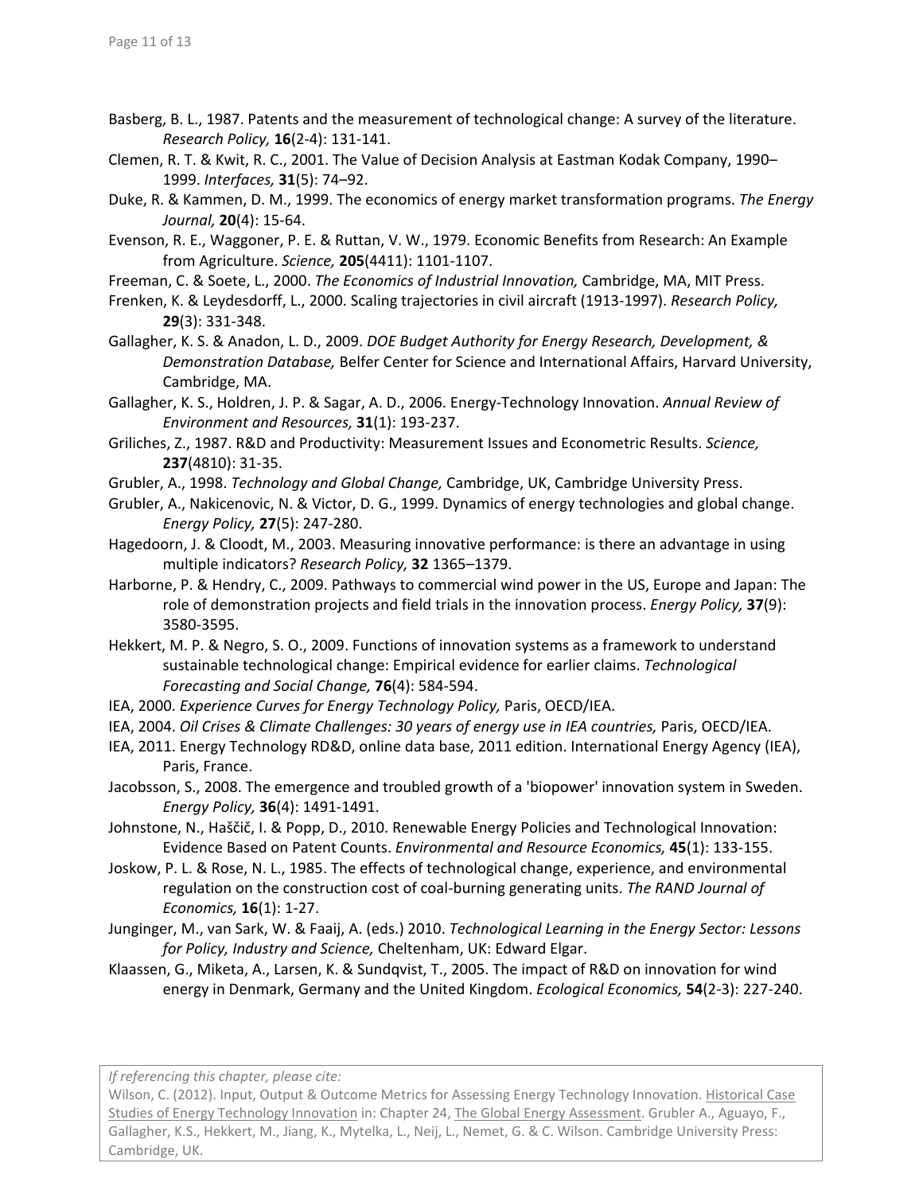Basberg, B. L., 1987. Patents and the measurement of technological change: A survey of the literature. *Research Policy,* **16**(2-4): 131-141.

Clemen, R. T. & Kwit, R. C., 2001. The Value of Decision Analysis at Eastman Kodak Company, 1990–1999. *Interfaces,* **31**(5): 74–92.

Duke, R. & Kammen, D. M., 1999. The economics of energy market transformation programs. *The Energy Journal,* **20**(4): 15-64.

Evenson, R. E., Waggoner, P. E. & Ruttan, V. W., 1979. Economic Benefits from Research: An Example from Agriculture. *Science,* **205**(4411): 1101-1107.

Freeman, C. & Soete, L., 2000. *The Economics of Industrial Innovation,* Cambridge, MA, MIT Press.

Frenken, K. & Leydesdorff, L., 2000. Scaling trajectories in civil aircraft (1913-1997). *Research Policy,* **29**(3): 331-348.

Gallagher, K. S. & Anadon, L. D., 2009. *DOE Budget Authority for Energy Research, Development, & Demonstration Database,* Belfer Center for Science and International Affairs, Harvard University, Cambridge, MA.

Gallagher, K. S., Holdren, J. P. & Sagar, A. D., 2006. Energy-Technology Innovation. *Annual Review of Environment and Resources,* **31**(1): 193-237.

Griliches, Z., 1987. R&D and Productivity: Measurement Issues and Econometric Results. *Science,* **237**(4810): 31-35.

Grubler, A., 1998. *Technology and Global Change,* Cambridge, UK, Cambridge University Press.

Grubler, A., Nakicenovic, N. & Victor, D. G., 1999. Dynamics of energy technologies and global change. *Energy Policy,* **27**(5): 247-280.

Hagedoorn, J. & Cloodt, M., 2003. Measuring innovative performance: is there an advantage in using multiple indicators? *Research Policy,* **32** 1365–1379.

Harborne, P. & Hendry, C., 2009. Pathways to commercial wind power in the US, Europe and Japan: The role of demonstration projects and field trials in the innovation process. *Energy Policy,* **37**(9): 3580-3595.

Hekkert, M. P. & Negro, S. O., 2009. Functions of innovation systems as a framework to understand sustainable technological change: Empirical evidence for earlier claims. *Technological Forecasting and Social Change,* **76**(4): 584-594.

IEA, 2000. *Experience Curves for Energy Technology Policy,* Paris, OECD/IEA.

IEA, 2004. *Oil Crises & Climate Challenges: 30 years of energy use in IEA countries,* Paris, OECD/IEA.

IEA, 2011. Energy Technology RD&D, online data base, 2011 edition. International Energy Agency (IEA), Paris, France.

Jacobsson, S., 2008. The emergence and troubled growth of a 'biopower' innovation system in Sweden. *Energy Policy,* **36**(4): 1491-1491.

Johnstone, N., Haščič, I. & Popp, D., 2010. Renewable Energy Policies and Technological Innovation: Evidence Based on Patent Counts. *Environmental and Resource Economics,* **45**(1): 133-155.

Joskow, P. L. & Rose, N. L., 1985. The effects of technological change, experience, and environmental regulation on the construction cost of coal-burning generating units. *The RAND Journal of Economics,* **16**(1): 1-27.

Junginger, M., van Sark, W. & Faaij, A. (eds.) 2010. *Technological Learning in the Energy Sector: Lessons for Policy, Industry and Science,* Cheltenham, UK: Edward Elgar.

Klaassen, G., Miketa, A., Larsen, K. & Sundqvist, T., 2005. The impact of R&D on innovation for wind energy in Denmark, Germany and the United Kingdom. *Ecological Economics,* **54**(2-3): 227-240.

*If referencing this chapter, please cite:*
Wilson, C. (2012). Input, Output & Outcome Metrics for Assessing Energy Technology Innovation. Historical Case Studies of Energy Technology Innovation in: Chapter 24, The Global Energy Assessment. Grubler A., Aguayo, F., Gallagher, K.S., Hekkert, M., Jiang, K., Mytelka, L., Neij, L., Nemet, G. & C. Wilson. Cambridge University Press: Cambridge, UK.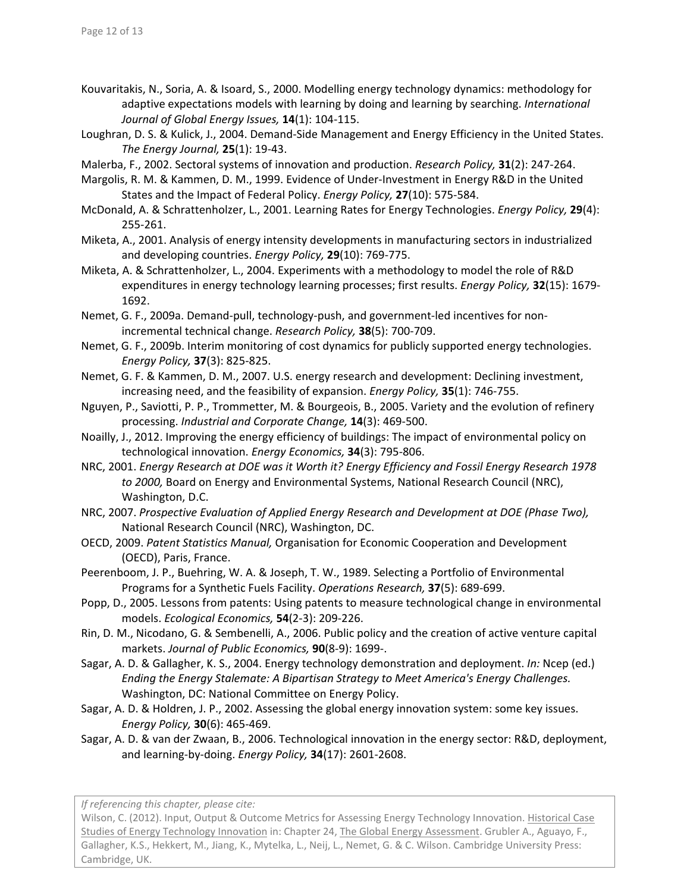Kouvaritakis, N., Soria, A. & Isoard, S., 2000. Modelling energy technology dynamics: methodology for adaptive expectations models with learning by doing and learning by searching. *International Journal of Global Energy Issues,* **14**(1): 104-115.

Loughran, D. S. & Kulick, J., 2004. Demand-Side Management and Energy Efficiency in the United States. *The Energy Journal,* **25**(1): 19-43.

Malerba, F., 2002. Sectoral systems of innovation and production. *Research Policy,* **31**(2): 247-264.

Margolis, R. M. & Kammen, D. M., 1999. Evidence of Under-Investment in Energy R&D in the United States and the Impact of Federal Policy. *Energy Policy,* **27**(10): 575-584.

McDonald, A. & Schrattenholzer, L., 2001. Learning Rates for Energy Technologies. *Energy Policy,* **29**(4): 255-261.

Miketa, A., 2001. Analysis of energy intensity developments in manufacturing sectors in industrialized and developing countries. *Energy Policy,* **29**(10): 769-775.

Miketa, A. & Schrattenholzer, L., 2004. Experiments with a methodology to model the role of R&D expenditures in energy technology learning processes; first results. *Energy Policy,* **32**(15): 1679-1692.

Nemet, G. F., 2009a. Demand-pull, technology-push, and government-led incentives for non-incremental technical change. *Research Policy,* **38**(5): 700-709.

Nemet, G. F., 2009b. Interim monitoring of cost dynamics for publicly supported energy technologies. *Energy Policy,* **37**(3): 825-825.

Nemet, G. F. & Kammen, D. M., 2007. U.S. energy research and development: Declining investment, increasing need, and the feasibility of expansion. *Energy Policy,* **35**(1): 746-755.

Nguyen, P., Saviotti, P. P., Trommetter, M. & Bourgeois, B., 2005. Variety and the evolution of refinery processing. *Industrial and Corporate Change,* **14**(3): 469-500.

Noailly, J., 2012. Improving the energy efficiency of buildings: The impact of environmental policy on technological innovation. *Energy Economics,* **34**(3): 795-806.

NRC, 2001. *Energy Research at DOE was it Worth it? Energy Efficiency and Fossil Energy Research 1978 to 2000,* Board on Energy and Environmental Systems, National Research Council (NRC), Washington, D.C.

NRC, 2007. *Prospective Evaluation of Applied Energy Research and Development at DOE (Phase Two),* National Research Council (NRC), Washington, DC.

OECD, 2009. *Patent Statistics Manual,* Organisation for Economic Cooperation and Development (OECD), Paris, France.

Peerenboom, J. P., Buehring, W. A. & Joseph, T. W., 1989. Selecting a Portfolio of Environmental Programs for a Synthetic Fuels Facility. *Operations Research,* **37**(5): 689-699.

Popp, D., 2005. Lessons from patents: Using patents to measure technological change in environmental models. *Ecological Economics,* **54**(2-3): 209-226.

Rin, D. M., Nicodano, G. & Sembenelli, A., 2006. Public policy and the creation of active venture capital markets. *Journal of Public Economics,* **90**(8-9): 1699-.

Sagar, A. D. & Gallagher, K. S., 2004. Energy technology demonstration and deployment. *In:* Ncep (ed.) *Ending the Energy Stalemate: A Bipartisan Strategy to Meet America's Energy Challenges.* Washington, DC: National Committee on Energy Policy.

Sagar, A. D. & Holdren, J. P., 2002. Assessing the global energy innovation system: some key issues. *Energy Policy,* **30**(6): 465-469.

Sagar, A. D. & van der Zwaan, B., 2006. Technological innovation in the energy sector: R&D, deployment, and learning-by-doing. *Energy Policy,* **34**(17): 2601-2608.

*If referencing this chapter, please cite:*
Wilson, C. (2012). Input, Output & Outcome Metrics for Assessing Energy Technology Innovation. Historical Case Studies of Energy Technology Innovation in: Chapter 24, The Global Energy Assessment. Grubler A., Aguayo, F., Gallagher, K.S., Hekkert, M., Jiang, K., Mytelka, L., Neij, L., Nemet, G. & C. Wilson. Cambridge University Press: Cambridge, UK.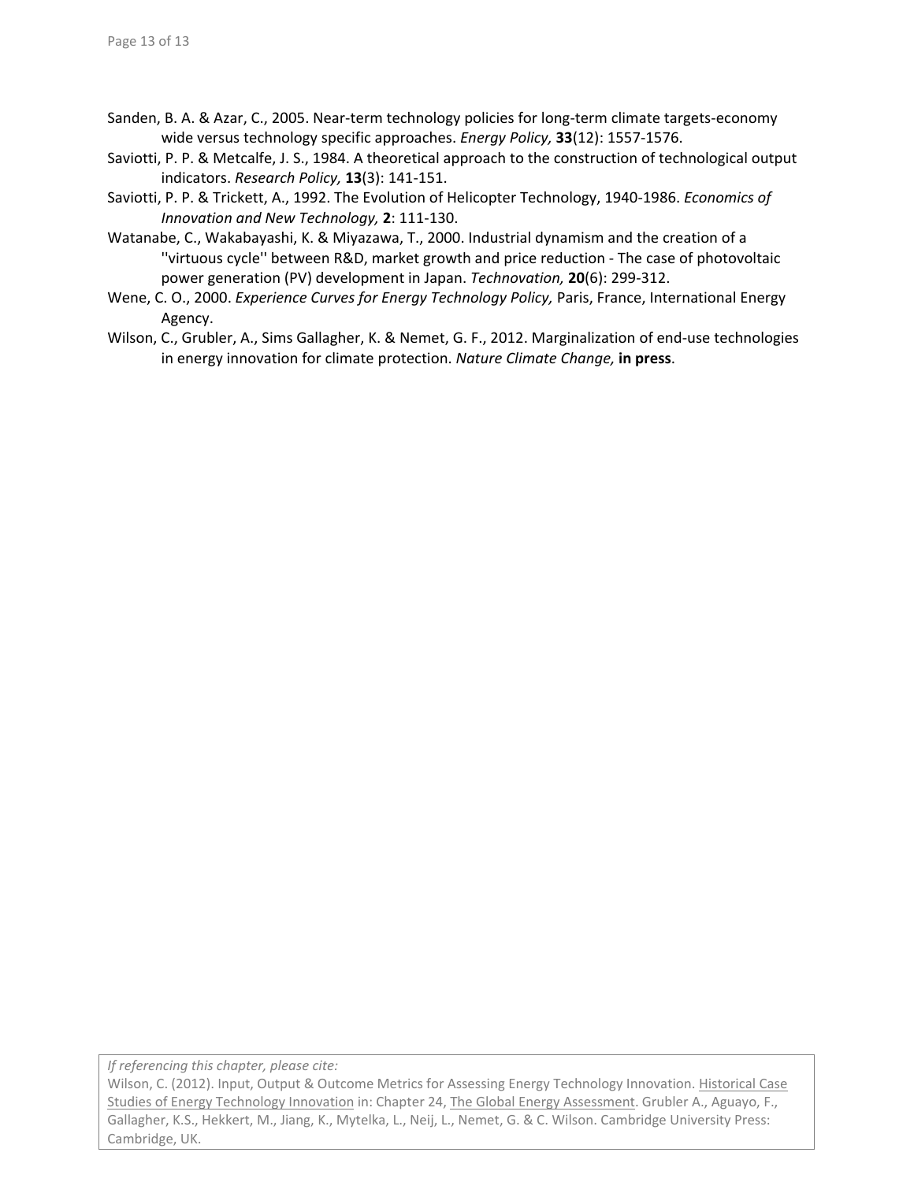Sanden, B. A. & Azar, C., 2005. Near-term technology policies for long-term climate targets-economy wide versus technology specific approaches. *Energy Policy,* **33**(12): 1557-1576.

Saviotti, P. P. & Metcalfe, J. S., 1984. A theoretical approach to the construction of technological output indicators. *Research Policy,* **13**(3): 141-151.

Saviotti, P. P. & Trickett, A., 1992. The Evolution of Helicopter Technology, 1940-1986. *Economics of Innovation and New Technology,* **2**: 111-130.

Watanabe, C., Wakabayashi, K. & Miyazawa, T., 2000. Industrial dynamism and the creation of a ''virtuous cycle'' between R&D, market growth and price reduction - The case of photovoltaic power generation (PV) development in Japan. *Technovation,* **20**(6): 299-312.

Wene, C. O., 2000. *Experience Curves for Energy Technology Policy,* Paris, France, International Energy Agency.

Wilson, C., Grubler, A., Sims Gallagher, K. & Nemet, G. F., 2012. Marginalization of end-use technologies in energy innovation for climate protection. *Nature Climate Change,* **in press**.

*If referencing this chapter, please cite:*
Wilson, C. (2012). Input, Output & Outcome Metrics for Assessing Energy Technology Innovation. Historical Case Studies of Energy Technology Innovation in: Chapter 24, The Global Energy Assessment. Grubler A., Aguayo, F., Gallagher, K.S., Hekkert, M., Jiang, K., Mytelka, L., Neij, L., Nemet, G. & C. Wilson. Cambridge University Press: Cambridge, UK.